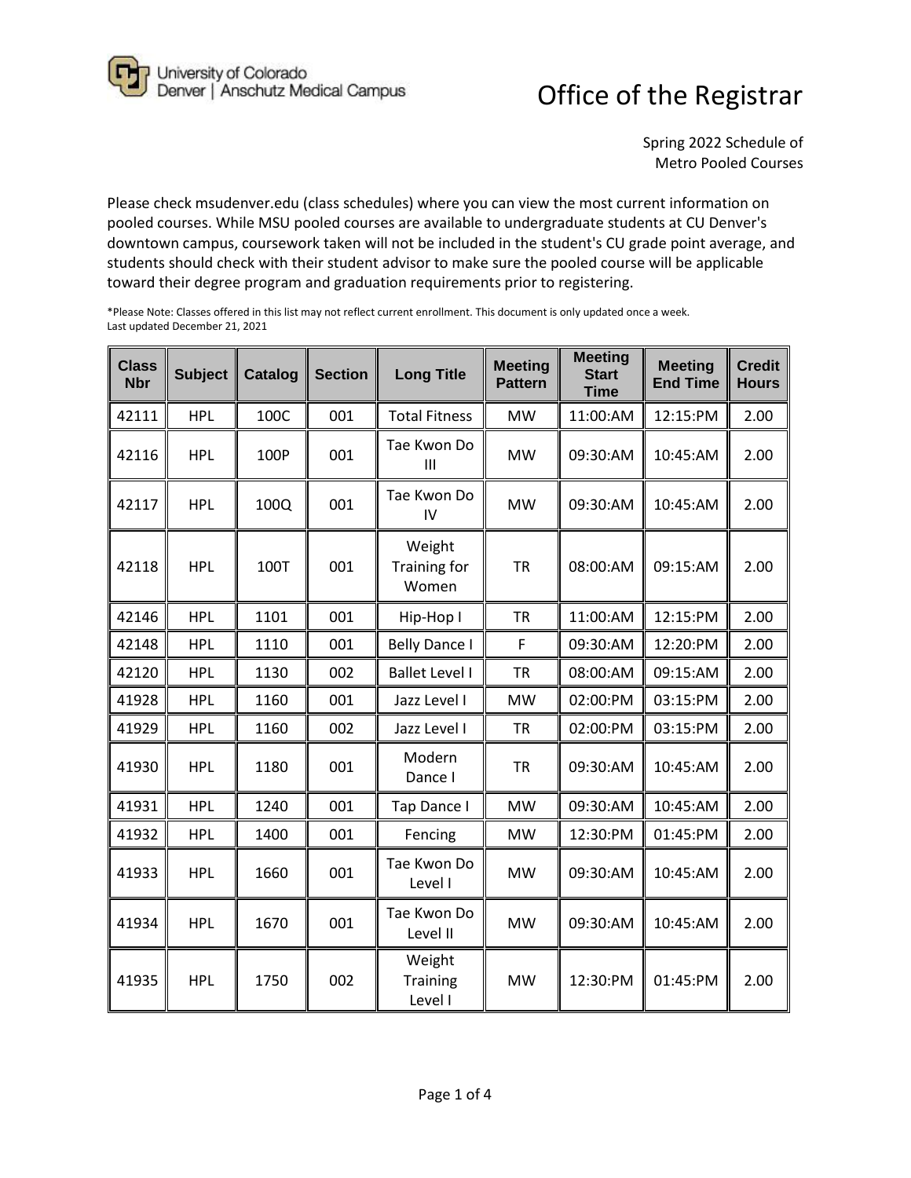University of Colorado
Denver | Anschutz Medical Campus

# Office of the Registrar

Spring 2022 Schedule of
Metro Pooled Courses

Please check msudenver.edu (class schedules) where you can view the most current information on pooled courses. While MSU pooled courses are available to undergraduate students at CU Denver's downtown campus, coursework taken will not be included in the student's CU grade point average, and students should check with their student advisor to make sure the pooled course will be applicable toward their degree program and graduation requirements prior to registering.

*Please Note: Classes offered in this list may not reflect current enrollment. This document is only updated once a week.
Last updated December 21, 2021

| Class Nbr | Subject | Catalog | Section | Long Title | Meeting Pattern | Meeting Start Time | Meeting End Time | Credit Hours |
|---|---|---|---|---|---|---|---|---|
| 42111 | HPL | 100C | 001 | Total Fitness | MW | 11:00:AM | 12:15:PM | 2.00 |
| 42116 | HPL | 100P | 001 | Tae Kwon Do III | MW | 09:30:AM | 10:45:AM | 2.00 |
| 42117 | HPL | 100Q | 001 | Tae Kwon Do IV | MW | 09:30:AM | 10:45:AM | 2.00 |
| 42118 | HPL | 100T | 001 | Weight Training for Women | TR | 08:00:AM | 09:15:AM | 2.00 |
| 42146 | HPL | 1101 | 001 | Hip-Hop I | TR | 11:00:AM | 12:15:PM | 2.00 |
| 42148 | HPL | 1110 | 001 | Belly Dance I | F | 09:30:AM | 12:20:PM | 2.00 |
| 42120 | HPL | 1130 | 002 | Ballet Level I | TR | 08:00:AM | 09:15:AM | 2.00 |
| 41928 | HPL | 1160 | 001 | Jazz Level I | MW | 02:00:PM | 03:15:PM | 2.00 |
| 41929 | HPL | 1160 | 002 | Jazz Level I | TR | 02:00:PM | 03:15:PM | 2.00 |
| 41930 | HPL | 1180 | 001 | Modern Dance I | TR | 09:30:AM | 10:45:AM | 2.00 |
| 41931 | HPL | 1240 | 001 | Tap Dance I | MW | 09:30:AM | 10:45:AM | 2.00 |
| 41932 | HPL | 1400 | 001 | Fencing | MW | 12:30:PM | 01:45:PM | 2.00 |
| 41933 | HPL | 1660 | 001 | Tae Kwon Do Level I | MW | 09:30:AM | 10:45:AM | 2.00 |
| 41934 | HPL | 1670 | 001 | Tae Kwon Do Level II | MW | 09:30:AM | 10:45:AM | 2.00 |
| 41935 | HPL | 1750 | 002 | Weight Training Level I | MW | 12:30:PM | 01:45:PM | 2.00 |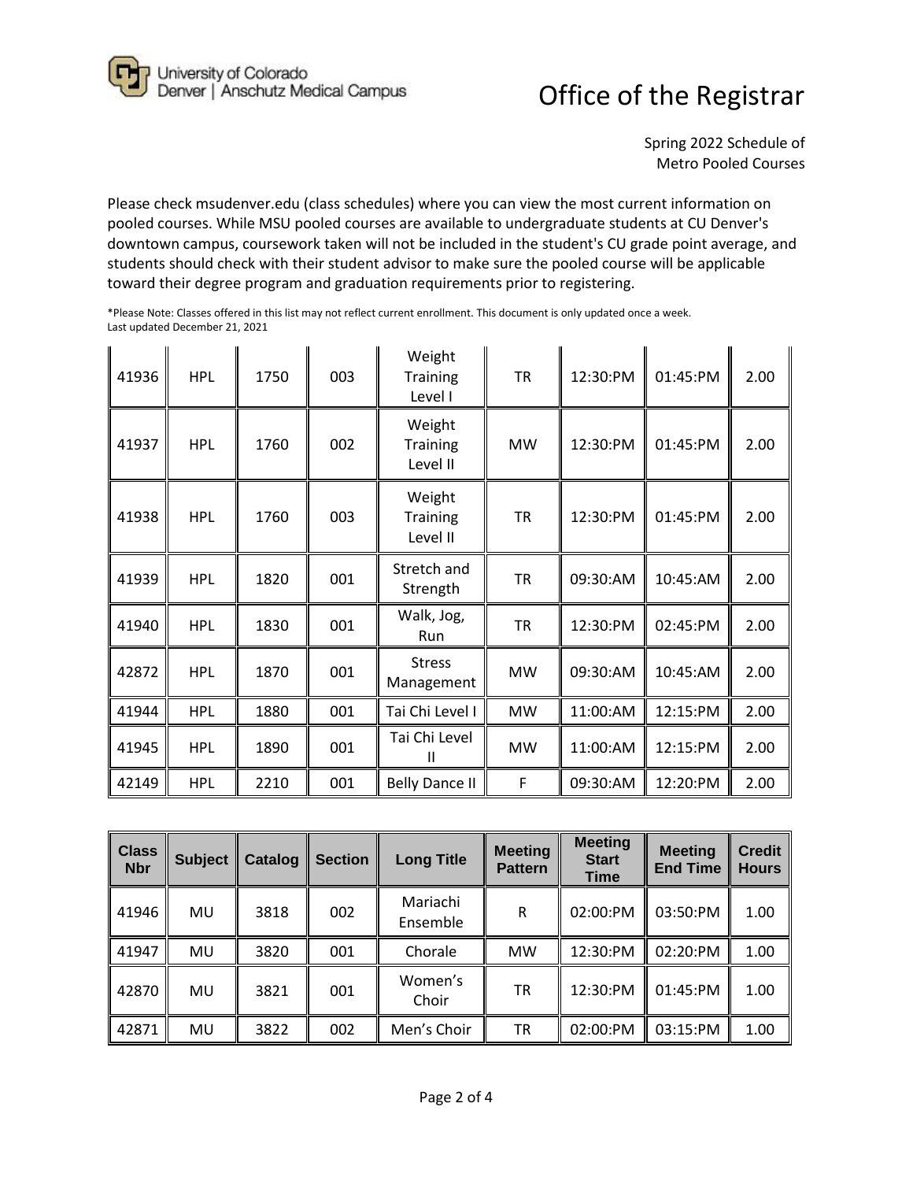# Office of the Registrar

Spring 2022 Schedule of Metro Pooled Courses

Please check msudenver.edu (class schedules) where you can view the most current information on pooled courses. While MSU pooled courses are available to undergraduate students at CU Denver's downtown campus, coursework taken will not be included in the student's CU grade point average, and students should check with their student advisor to make sure the pooled course will be applicable toward their degree program and graduation requirements prior to registering.

*Please Note: Classes offered in this list may not reflect current enrollment. This document is only updated once a week.
Last updated December 21, 2021

| Class Nbr | Subject | Catalog | Section | Long Title | Meeting Pattern | Meeting Start Time | Meeting End Time | Credit Hours |
|---|---|---|---|---|---|---|---|---|
| 41936 | HPL | 1750 | 003 | Weight Training Level I | TR | 12:30:PM | 01:45:PM | 2.00 |
| 41937 | HPL | 1760 | 002 | Weight Training Level II | MW | 12:30:PM | 01:45:PM | 2.00 |
| 41938 | HPL | 1760 | 003 | Weight Training Level II | TR | 12:30:PM | 01:45:PM | 2.00 |
| 41939 | HPL | 1820 | 001 | Stretch and Strength | TR | 09:30:AM | 10:45:AM | 2.00 |
| 41940 | HPL | 1830 | 001 | Walk, Jog, Run | TR | 12:30:PM | 02:45:PM | 2.00 |
| 42872 | HPL | 1870 | 001 | Stress Management | MW | 09:30:AM | 10:45:AM | 2.00 |
| 41944 | HPL | 1880 | 001 | Tai Chi Level I | MW | 11:00:AM | 12:15:PM | 2.00 |
| 41945 | HPL | 1890 | 001 | Tai Chi Level II | MW | 11:00:AM | 12:15:PM | 2.00 |
| 42149 | HPL | 2210 | 001 | Belly Dance II | F | 09:30:AM | 12:20:PM | 2.00 |

| Class Nbr | Subject | Catalog | Section | Long Title | Meeting Pattern | Meeting Start Time | Meeting End Time | Credit Hours |
|---|---|---|---|---|---|---|---|---|
| 41946 | MU | 3818 | 002 | Mariachi Ensemble | R | 02:00:PM | 03:50:PM | 1.00 |
| 41947 | MU | 3820 | 001 | Chorale | MW | 12:30:PM | 02:20:PM | 1.00 |
| 42870 | MU | 3821 | 001 | Women’s Choir | TR | 12:30:PM | 01:45:PM | 1.00 |
| 42871 | MU | 3822 | 002 | Men’s Choir | TR | 02:00:PM | 03:15:PM | 1.00 |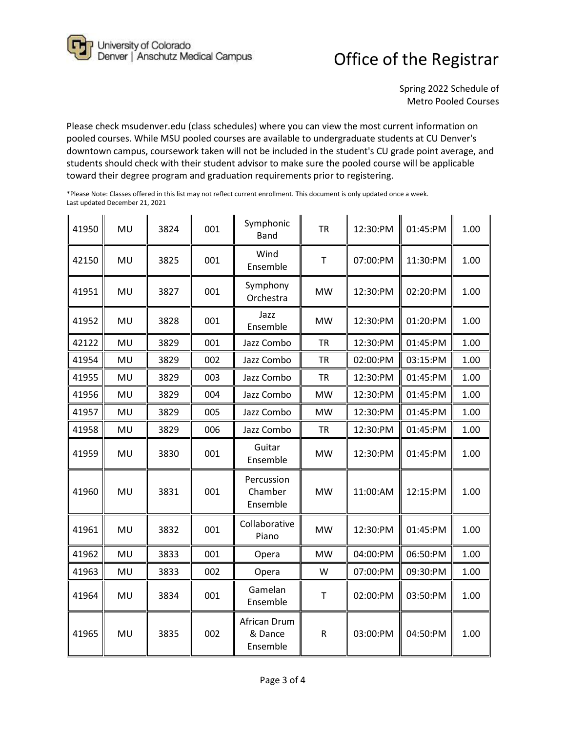Office of the Registrar

Spring 2022 Schedule of Metro Pooled Courses

Please check msudenver.edu (class schedules) where you can view the most current information on pooled courses. While MSU pooled courses are available to undergraduate students at CU Denver's downtown campus, coursework taken will not be included in the student's CU grade point average, and students should check with their student advisor to make sure the pooled course will be applicable toward their degree program and graduation requirements prior to registering.

*Please Note: Classes offered in this list may not reflect current enrollment. This document is only updated once a week. Last updated December 21, 2021

| | | | | | | | | |
|---|---|---|---|---|---|---|---|---|
| 41950 | MU | 3824 | 001 | Symphonic Band | TR | 12:30:PM | 01:45:PM | 1.00 |
| 42150 | MU | 3825 | 001 | Wind Ensemble | T | 07:00:PM | 11:30:PM | 1.00 |
| 41951 | MU | 3827 | 001 | Symphony Orchestra | MW | 12:30:PM | 02:20:PM | 1.00 |
| 41952 | MU | 3828 | 001 | Jazz Ensemble | MW | 12:30:PM | 01:20:PM | 1.00 |
| 42122 | MU | 3829 | 001 | Jazz Combo | TR | 12:30:PM | 01:45:PM | 1.00 |
| 41954 | MU | 3829 | 002 | Jazz Combo | TR | 02:00:PM | 03:15:PM | 1.00 |
| 41955 | MU | 3829 | 003 | Jazz Combo | TR | 12:30:PM | 01:45:PM | 1.00 |
| 41956 | MU | 3829 | 004 | Jazz Combo | MW | 12:30:PM | 01:45:PM | 1.00 |
| 41957 | MU | 3829 | 005 | Jazz Combo | MW | 12:30:PM | 01:45:PM | 1.00 |
| 41958 | MU | 3829 | 006 | Jazz Combo | TR | 12:30:PM | 01:45:PM | 1.00 |
| 41959 | MU | 3830 | 001 | Guitar Ensemble | MW | 12:30:PM | 01:45:PM | 1.00 |
| 41960 | MU | 3831 | 001 | Percussion Chamber Ensemble | MW | 11:00:AM | 12:15:PM | 1.00 |
| 41961 | MU | 3832 | 001 | Collaborative Piano | MW | 12:30:PM | 01:45:PM | 1.00 |
| 41962 | MU | 3833 | 001 | Opera | MW | 04:00:PM | 06:50:PM | 1.00 |
| 41963 | MU | 3833 | 002 | Opera | W | 07:00:PM | 09:30:PM | 1.00 |
| 41964 | MU | 3834 | 001 | Gamelan Ensemble | T | 02:00:PM | 03:50:PM | 1.00 |
| 41965 | MU | 3835 | 002 | African Drum & Dance Ensemble | R | 03:00:PM | 04:50:PM | 1.00 |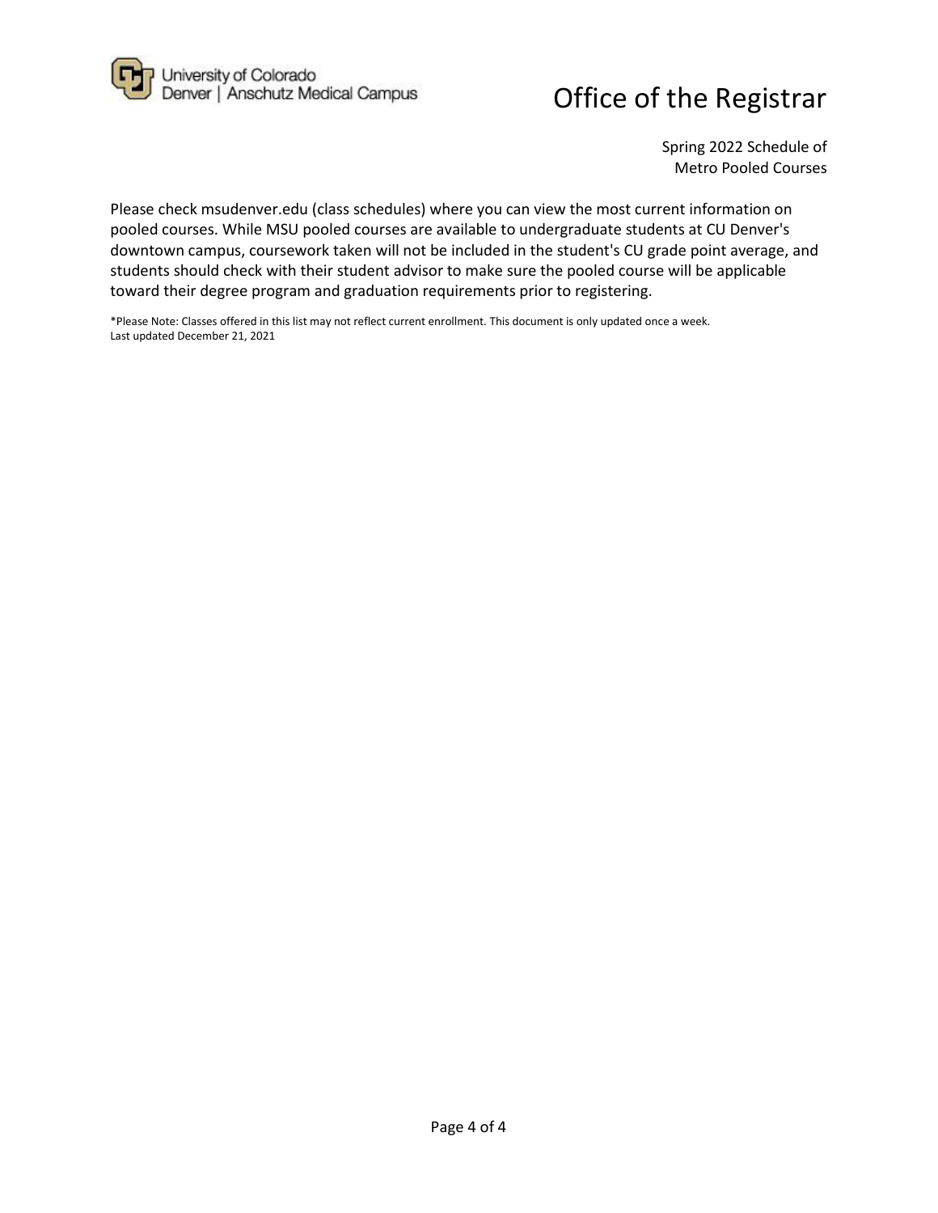University of Colorado
Denver | Anschutz Medical Campus

# Office of the Registrar

Spring 2022 Schedule of
Metro Pooled Courses

Please check msudenver.edu (class schedules) where you can view the most current information on pooled courses. While MSU pooled courses are available to undergraduate students at CU Denver's downtown campus, coursework taken will not be included in the student's CU grade point average, and students should check with their student advisor to make sure the pooled course will be applicable toward their degree program and graduation requirements prior to registering.

*Please Note: Classes offered in this list may not reflect current enrollment. This document is only updated once a week.
Last updated December 21, 2021